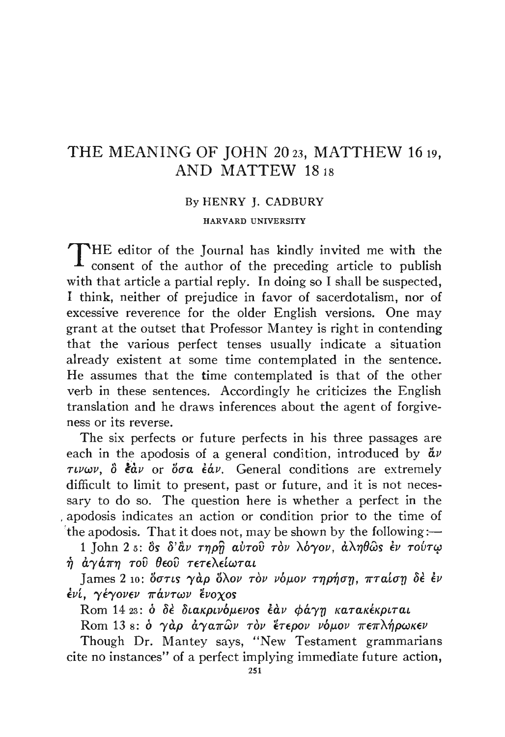# THE MEANING OF JOHN 20 23, MATTHEW 16 19, AND MATTEW 18 18

By HENRY J. CADBURY

HARVARD UNIVERSITY

THE editor of the Journal has kindly invited me with the consent of the author of the preceding article to publish with that article a partial reply. In doing so I shall be suspected, I think, neither of prejudice in favor of sacerdotalism, nor of excessive reverence for the older English versions. One may grant at the outset that Professor Mantey is right in contending that the various perfect tenses usually indicate a situation already existent at some time contemplated in the sentence. He assumes that the time contemplated is that of the other verb in these sentences. Accordingly he criticizes the English translation and he draws inferences about the agent of forgiveness or its reverse.

The six perfects or future perfects in his three passages are each in the apodosis of a general condition, introduced by ἄν τινων, ὃ ἐὰν or ὅσα ἐάν. General conditions are extremely difficult to limit to present, past or future, and it is not necessary to do so. The question here is whether a perfect in the apodosis indicates an action or condition prior to the time of the apodosis. That it does not, may be shown by the following:—

1 John 2 5: ὃς δ'ἂν τηρῇ αὐτοῦ τὸν λόγον, ἀληθῶς ἐν τούτῳ ἡ ἀγάπη τοῦ θεοῦ τετελείωται

James 2 10: ὅστις γὰρ ὅλον τὸν νόμον τηρήσῃ, πταίσῃ δὲ ἐν ἑνί, γέγονεν πάντων ἔνοχος

Rom 14 23: ὁ δὲ διακρινόμενος ἐὰν φάγῃ κατακέκριται

Rom 13 8: ὁ γὰρ ἀγαπῶν τὸν ἕτερον νόμον πεπλήρωκεν

Though Dr. Mantey says, "New Testament grammarians cite no instances" of a perfect implying immediate future action,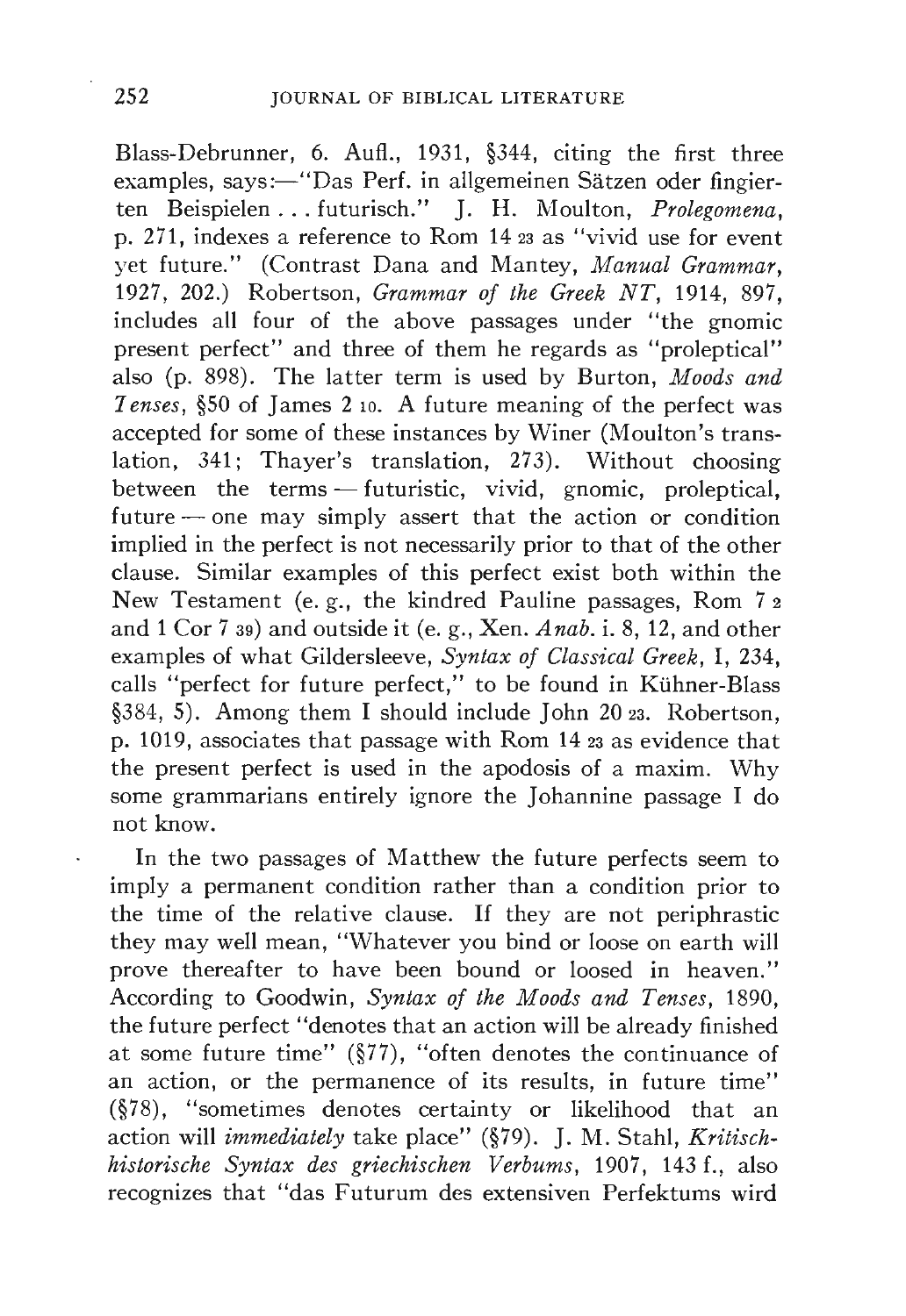Blass-Debrunner, 6. Aufl., 1931, §344, citing the first three examples, says:—"Das Perf. in allgemeinen Sätzen oder fingierten Beispielen . . . futurisch." J. H. Moulton, *Prolegomena*, p. 271, indexes a reference to Rom 14 23 as "vivid use for event yet future." (Contrast Dana and Mantey, *Manual Grammar*, 1927, 202.) Robertson, *Grammar of the Greek NT*, 1914, 897, includes all four of the above passages under "the gnomic present perfect" and three of them he regards as "proleptical" also (p. 898). The latter term is used by Burton, *Moods and Tenses*, §50 of James 2 10. A future meaning of the perfect was accepted for some of these instances by Winer (Moulton's translation, 341; Thayer's translation, 273). Without choosing between the terms — futuristic, vivid, gnomic, proleptical, future — one may simply assert that the action or condition implied in the perfect is not necessarily prior to that of the other clause. Similar examples of this perfect exist both within the New Testament (e. g., the kindred Pauline passages, Rom 7 2 and 1 Cor 7 39) and outside it (e. g., Xen. *Anab.* i. 8, 12, and other examples of what Gildersleeve, *Syntax of Classical Greek*, I, 234, calls "perfect for future perfect," to be found in Kühner-Blass §384, 5). Among them I should include John 20 23. Robertson, p. 1019, associates that passage with Rom 14 23 as evidence that the present perfect is used in the apodosis of a maxim. Why some grammarians entirely ignore the Johannine passage I do not know.

In the two passages of Matthew the future perfects seem to imply a permanent condition rather than a condition prior to the time of the relative clause. If they are not periphrastic they may well mean, "Whatever you bind or loose on earth will prove thereafter to have been bound or loosed in heaven." According to Goodwin, *Syntax of the Moods and Tenses*, 1890, the future perfect "denotes that an action will be already finished at some future time" (§77), "often denotes the continuance of an action, or the permanence of its results, in future time" (§78), "sometimes denotes certainty or likelihood that an action will *immediately* take place" (§79). J. M. Stahl, *Kritisch-historische Syntax des griechischen Verbums*, 1907, 143 f., also recognizes that "das Futurum des extensiven Perfektums wird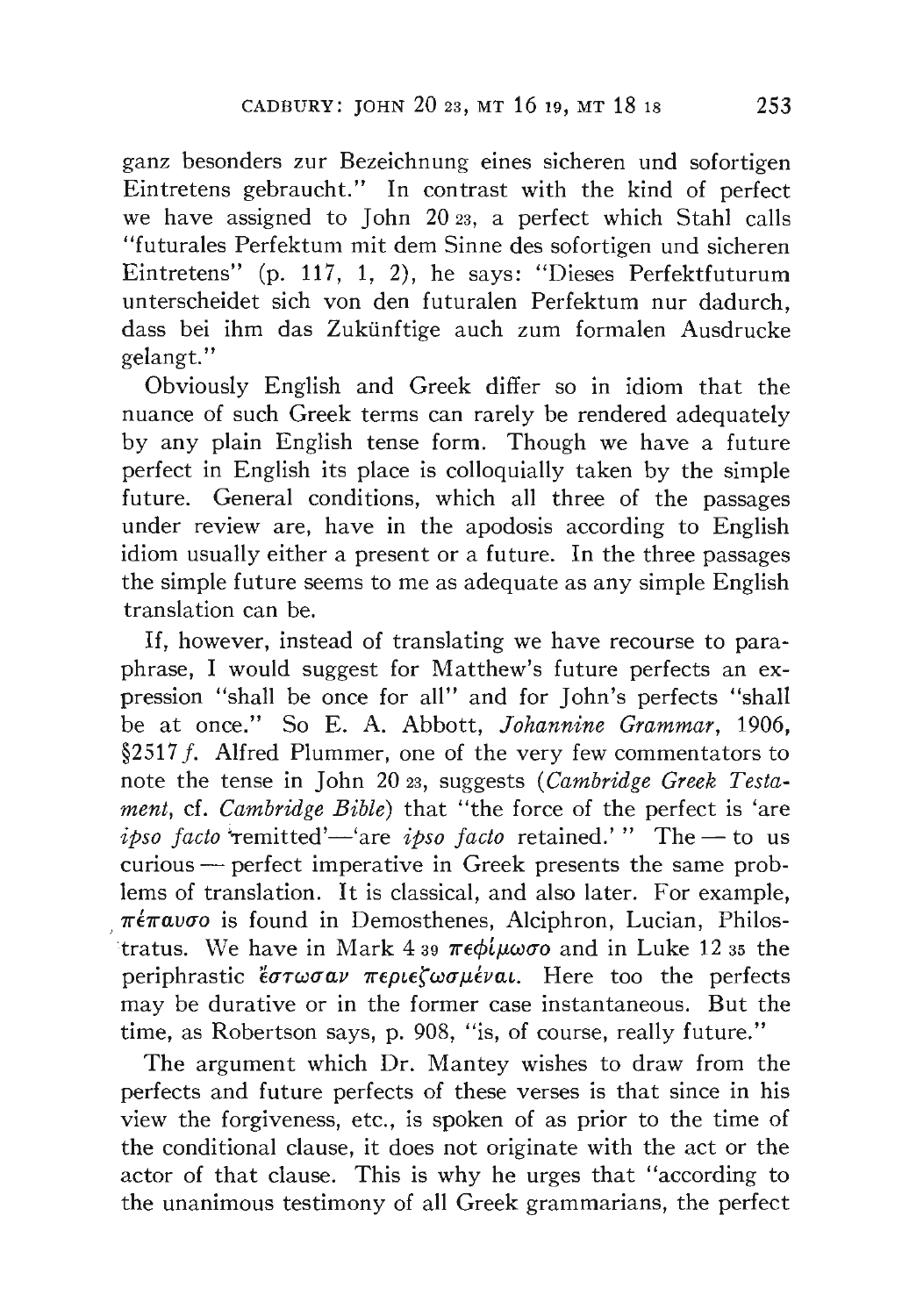ganz besonders zur Bezeichnung eines sicheren und sofortigen Eintretens gebraucht." In contrast with the kind of perfect we have assigned to John 20 23, a perfect which Stahl calls "futurales Perfektum mit dem Sinne des sofortigen und sicheren Eintretens" (p. 117, 1, 2), he says: "Dieses Perfektfuturum unterscheidet sich von den futuralen Perfektum nur dadurch, dass bei ihm das Zukünftige auch zum formalen Ausdrucke gelangt."

Obviously English and Greek differ so in idiom that the nuance of such Greek terms can rarely be rendered adequately by any plain English tense form. Though we have a future perfect in English its place is colloquially taken by the simple future. General conditions, which all three of the passages under review are, have in the apodosis according to English idiom usually either a present or a future. In the three passages the simple future seems to me as adequate as any simple English translation can be.

If, however, instead of translating we have recourse to paraphrase, I would suggest for Matthew's future perfects an expression "shall be once for all" and for John's perfects "shall be at once." So E. A. Abbott, *Johannine Grammar*, 1906, §2517*f*. Alfred Plummer, one of the very few commentators to note the tense in John 20 23, suggests (*Cambridge Greek Testament*, cf. *Cambridge Bible*) that "the force of the perfect is 'are *ipso facto* remitted'—'are *ipso facto* retained.'" The — to us curious — perfect imperative in Greek presents the same problems of translation. It is classical, and also later. For example, πέπαυσο is found in Demosthenes, Alciphron, Lucian, Philostratus. We have in Mark 4 39 πεφίμωσο and in Luke 12 35 the periphrastic ἔστωσαν περιεζωσμέναι. Here too the perfects may be durative or in the former case instantaneous. But the time, as Robertson says, p. 908, "is, of course, really future."

The argument which Dr. Mantey wishes to draw from the perfects and future perfects of these verses is that since in his view the forgiveness, etc., is spoken of as prior to the time of the conditional clause, it does not originate with the act or the actor of that clause. This is why he urges that "according to the unanimous testimony of all Greek grammarians, the perfect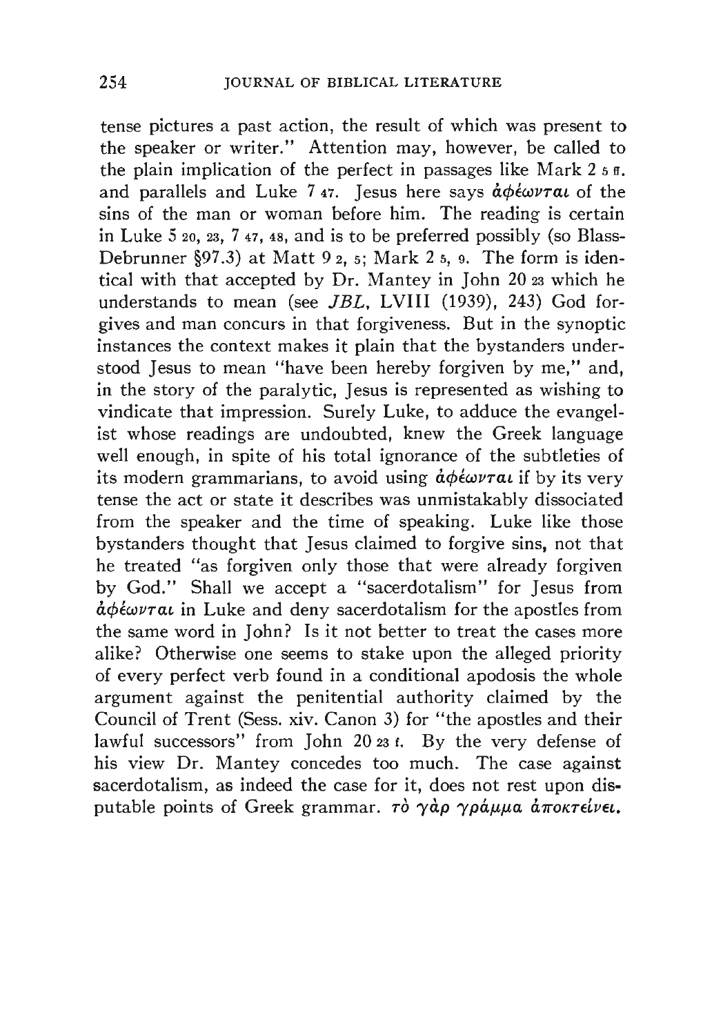tense pictures a past action, the result of which was present to the speaker or writer." Attention may, however, be called to the plain implication of the perfect in passages like Mark 2 5 ff. and parallels and Luke 7 47. Jesus here says *ἀφέωνται* of the sins of the man or woman before him. The reading is certain in Luke 5 20, 23, 7 47, 48, and is to be preferred possibly (so Blass-Debrunner §97.3) at Matt 9 2, 5; Mark 2 5, 9. The form is identical with that accepted by Dr. Mantey in John 20 23 which he understands to mean (see *JBL*, LVIII (1939), 243) God forgives and man concurs in that forgiveness. But in the synoptic instances the context makes it plain that the bystanders understood Jesus to mean "have been hereby forgiven by me," and, in the story of the paralytic, Jesus is represented as wishing to vindicate that impression. Surely Luke, to adduce the evangelist whose readings are undoubted, knew the Greek language well enough, in spite of his total ignorance of the subtleties of its modern grammarians, to avoid using *ἀφέωνται* if by its very tense the act or state it describes was unmistakably dissociated from the speaker and the time of speaking. Luke like those bystanders thought that Jesus claimed to forgive sins, not that he treated "as forgiven only those that were already forgiven by God." Shall we accept a "sacerdotalism" for Jesus from *ἀφέωνται* in Luke and deny sacerdotalism for the apostles from the same word in John? Is it not better to treat the cases more alike? Otherwise one seems to stake upon the alleged priority of every perfect verb found in a conditional apodosis the whole argument against the penitential authority claimed by the Council of Trent (Sess. xiv. Canon 3) for "the apostles and their lawful successors" from John 20 23 f. By the very defense of his view Dr. Mantey concedes too much. The case against sacerdotalism, as indeed the case for it, does not rest upon disputable points of Greek grammar. *τὸ γὰρ γράμμα ἀποκτείνει.*